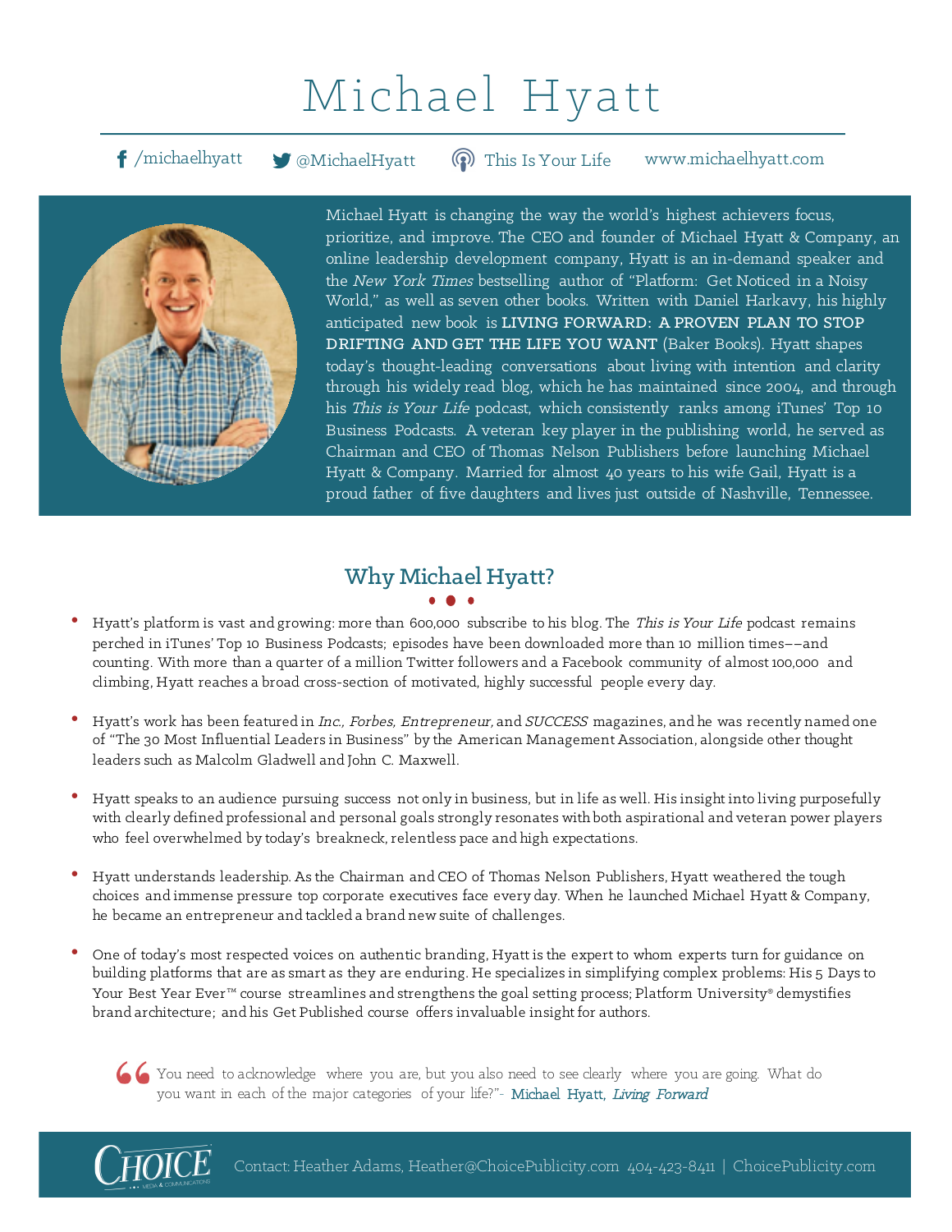# Michael Hyatt

/michaelhyatt | @MichaelHyatt | This Is Your Life | www.michaelhyatt.com

Michael Hyatt is changing the way the world's highest achievers focus, prioritize, and improve. The CEO and founder of Michael Hyatt & Company, an online leadership development company, Hyatt is an in-demand speaker and the *New York Times* bestselling author of "Platform: Get Noticed in a Noisy World," as well as seven other books. Written with Daniel Harkavy, his highly anticipated new book is **LIVING FORWARD: A PROVEN PLAN TO STOP DRIFTING AND GET THE LIFE YOU WANT** (Baker Books). Hyatt shapes today's thought-leading conversations about living with intention and clarity through his widely read blog, which he has maintained since 2004, and through his *This is Your Life* podcast, which consistently ranks among iTunes' Top 10 Business Podcasts. A veteran key player in the publishing world, he served as Chairman and CEO of Thomas Nelson Publishers before launching Michael Hyatt & Company. Married for almost 40 years to his wife Gail, Hyatt is a proud father of five daughters and lives just outside of Nashville, Tennessee.

## Why Michael Hyatt?

- Hyatt's platform is vast and growing: more than 600,000 subscribe to his blog. The *This is Your Life* podcast remains perched in iTunes' Top 10 Business Podcasts; episodes have been downloaded more than 10 million times––and counting. With more than a quarter of a million Twitter followers and a Facebook community of almost 100,000 and climbing, Hyatt reaches a broad cross-section of motivated, highly successful people every day.

- Hyatt's work has been featured in *Inc., Forbes, Entrepreneur,* and *SUCCESS* magazines, and he was recently named one of "The 30 Most Influential Leaders in Business" by the American Management Association, alongside other thought leaders such as Malcolm Gladwell and John C. Maxwell.

- Hyatt speaks to an audience pursuing success not only in business, but in life as well. His insight into living purposefully with clearly defined professional and personal goals strongly resonates with both aspirational and veteran power players who feel overwhelmed by today's breakneck, relentless pace and high expectations.

- Hyatt understands leadership. As the Chairman and CEO of Thomas Nelson Publishers, Hyatt weathered the tough choices and immense pressure top corporate executives face every day. When he launched Michael Hyatt & Company, he became an entrepreneur and tackled a brand new suite of challenges.

- One of today's most respected voices on authentic branding, Hyatt is the expert to whom experts turn for guidance on building platforms that are as smart as they are enduring. He specializes in simplifying complex problems: His 5 Days to Your Best Year Ever™ course streamlines and strengthens the goal setting process; Platform University® demystifies brand architecture; and his Get Published course offers invaluable insight for authors.

> "You need to acknowledge where you are, but you also need to see clearly where you are going. What do you want in each of the major categories of your life?"- Michael Hyatt, *Living Forward*

CHOICE MEDIA & COMMUNICATIONS — Contact: Heather Adams, Heather@ChoicePublicity.com 404-423-8411 | ChoicePublicity.com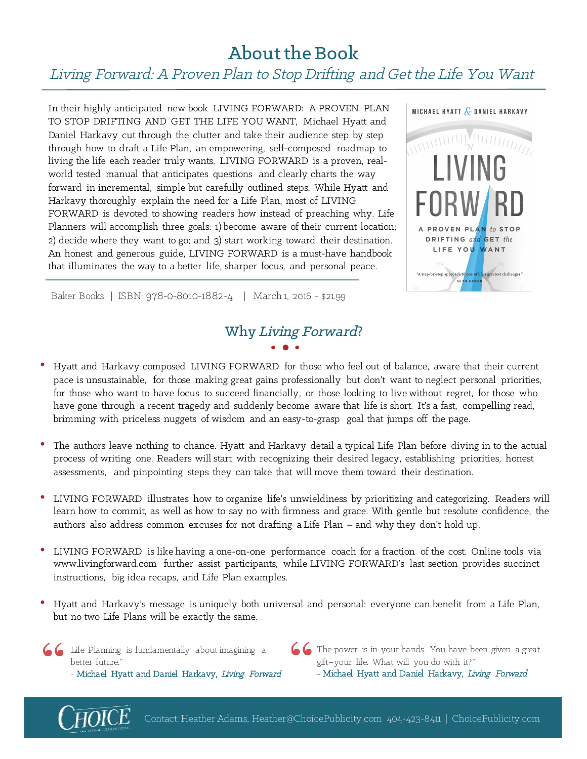# About the Book

## *Living Forward: A Proven Plan to Stop Drifting and Get the Life You Want*

In their highly anticipated new book LIVING FORWARD: A PROVEN PLAN TO STOP DRIFTING AND GET THE LIFE YOU WANT, Michael Hyatt and Daniel Harkavy cut through the clutter and take their audience step by step through how to draft a Life Plan, an empowering, self-composed roadmap to living the life each reader truly wants. LIVING FORWARD is a proven, real-world tested manual that anticipates questions and clearly charts the way forward in incremental, simple but carefully outlined steps. While Hyatt and Harkavy thoroughly explain the need for a Life Plan, most of LIVING FORWARD is devoted to showing readers how instead of preaching why. Life Planners will accomplish three goals: 1) become aware of their current location; 2) decide where they want to go; and 3) start working toward their destination. An honest and generous guide, LIVING FORWARD is a must-have handbook that illuminates the way to a better life, sharper focus, and personal peace.

Baker Books | ISBN: 978-0-8010-1882-4 | March 1, 2016 - $21.99

## Why *Living Forward*?

- Hyatt and Harkavy composed LIVING FORWARD for those who feel out of balance, aware that their current pace is unsustainable, for those making great gains professionally but don't want to neglect personal priorities, for those who want to have focus to succeed financially, or those looking to live without regret, for those who have gone through a recent tragedy and suddenly become aware that life is short. It's a fast, compelling read, brimming with priceless nuggets of wisdom and an easy-to-grasp goal that jumps off the page.
- The authors leave nothing to chance. Hyatt and Harkavy detail a typical Life Plan before diving in to the actual process of writing one. Readers will start with recognizing their desired legacy, establishing priorities, honest assessments, and pinpointing steps they can take that will move them toward their destination.
- LIVING FORWARD illustrates how to organize life's unwieldiness by prioritizing and categorizing. Readers will learn how to commit, as well as how to say no with firmness and grace. With gentle but resolute confidence, the authors also address common excuses for not drafting a Life Plan – and why they don't hold up.
- LIVING FORWARD is like having a one-on-one performance coach for a fraction of the cost. Online tools via www.livingforward.com further assist participants, while LIVING FORWARD's last section provides succinct instructions, big idea recaps, and Life Plan examples.
- Hyatt and Harkavy's message is uniquely both universal and personal: everyone can benefit from a Life Plan, but no two Life Plans will be exactly the same.

> "Life Planning is fundamentally about imagining a better future."
> - Michael Hyatt and Daniel Harkavy, *Living Forward*

> "The power is in your hands. You have been given a great gift–your life. What will you do with it?"
> - Michael Hyatt and Daniel Harkavy, *Living Forward*

CHOICE Media & Communications — Contact: Heather Adams, Heather@ChoicePublicity.com 404-423-8411 | ChoicePublicity.com